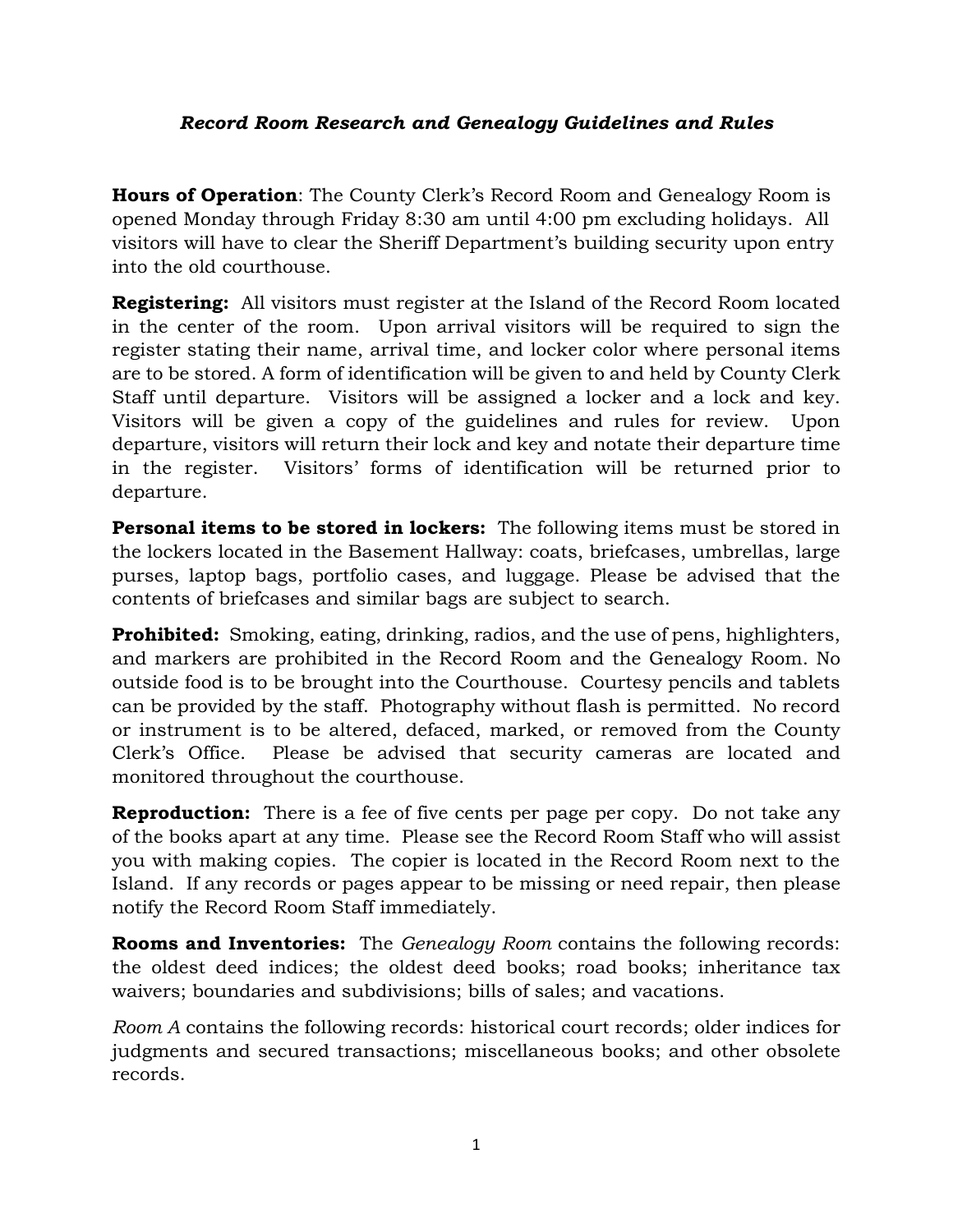## *Record Room Research and Genealogy Guidelines and Rules*

**Hours of Operation**: The County Clerk's Record Room and Genealogy Room is opened Monday through Friday 8:30 am until 4:00 pm excluding holidays. All visitors will have to clear the Sheriff Department's building security upon entry into the old courthouse.

**Registering:** All visitors must register at the Island of the Record Room located in the center of the room. Upon arrival visitors will be required to sign the register stating their name, arrival time, and locker color where personal items are to be stored. A form of identification will be given to and held by County Clerk Staff until departure. Visitors will be assigned a locker and a lock and key. Visitors will be given a copy of the guidelines and rules for review. Upon departure, visitors will return their lock and key and notate their departure time in the register. Visitors' forms of identification will be returned prior to departure.

**Personal items to be stored in lockers:** The following items must be stored in the lockers located in the Basement Hallway: coats, briefcases, umbrellas, large purses, laptop bags, portfolio cases, and luggage. Please be advised that the contents of briefcases and similar bags are subject to search.

**Prohibited:** Smoking, eating, drinking, radios, and the use of pens, highlighters, and markers are prohibited in the Record Room and the Genealogy Room. No outside food is to be brought into the Courthouse. Courtesy pencils and tablets can be provided by the staff. Photography without flash is permitted. No record or instrument is to be altered, defaced, marked, or removed from the County Clerk's Office. Please be advised that security cameras are located and monitored throughout the courthouse.

**Reproduction:** There is a fee of five cents per page per copy. Do not take any of the books apart at any time. Please see the Record Room Staff who will assist you with making copies. The copier is located in the Record Room next to the Island. If any records or pages appear to be missing or need repair, then please notify the Record Room Staff immediately.

**Rooms and Inventories:** The *Genealogy Room* contains the following records: the oldest deed indices; the oldest deed books; road books; inheritance tax waivers; boundaries and subdivisions; bills of sales; and vacations.

*Room A* contains the following records: historical court records; older indices for judgments and secured transactions; miscellaneous books; and other obsolete records.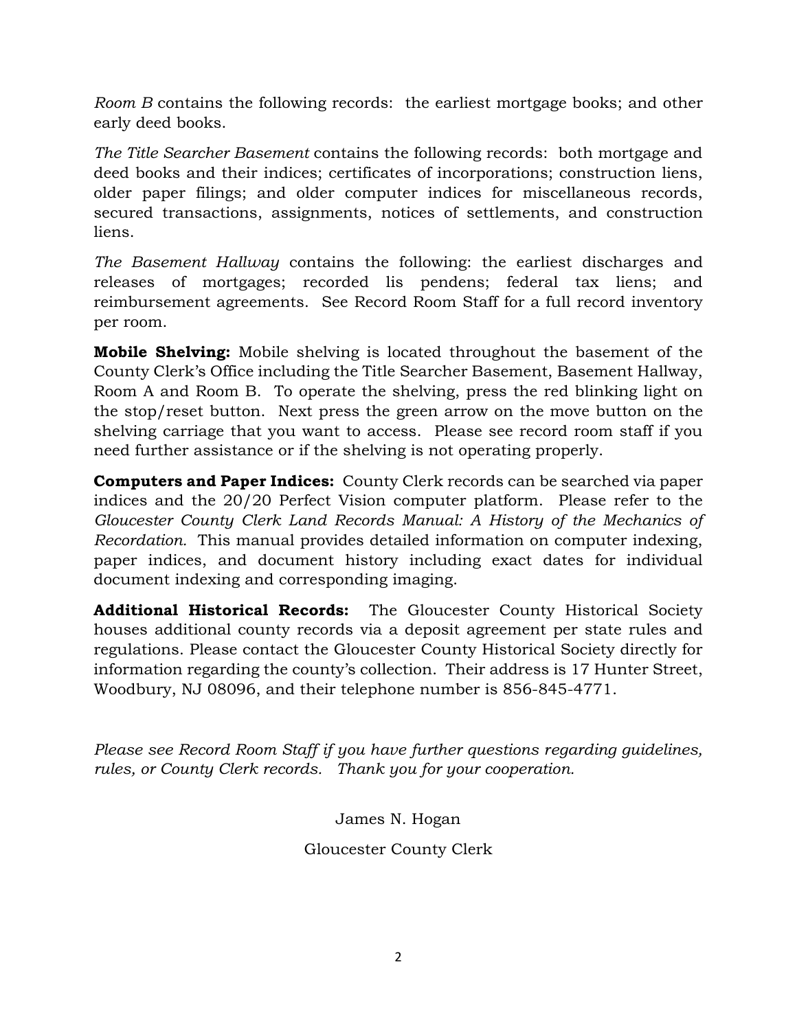*Room B* contains the following records: the earliest mortgage books; and other early deed books.

*The Title Searcher Basement* contains the following records: both mortgage and deed books and their indices; certificates of incorporations; construction liens, older paper filings; and older computer indices for miscellaneous records, secured transactions, assignments, notices of settlements, and construction liens.

*The Basement Hallway* contains the following: the earliest discharges and releases of mortgages; recorded lis pendens; federal tax liens; and reimbursement agreements. See Record Room Staff for a full record inventory per room.

**Mobile Shelving:** Mobile shelving is located throughout the basement of the County Clerk's Office including the Title Searcher Basement, Basement Hallway, Room A and Room B. To operate the shelving, press the red blinking light on the stop/reset button. Next press the green arrow on the move button on the shelving carriage that you want to access. Please see record room staff if you need further assistance or if the shelving is not operating properly.

**Computers and Paper Indices:** County Clerk records can be searched via paper indices and the 20/20 Perfect Vision computer platform. Please refer to the *Gloucester County Clerk Land Records Manual: A History of the Mechanics of Recordation.* This manual provides detailed information on computer indexing, paper indices, and document history including exact dates for individual document indexing and corresponding imaging.

**Additional Historical Records:** The Gloucester County Historical Society houses additional county records via a deposit agreement per state rules and regulations. Please contact the Gloucester County Historical Society directly for information regarding the county's collection. Their address is 17 Hunter Street, Woodbury, NJ 08096, and their telephone number is 856-845-4771.

*Please see Record Room Staff if you have further questions regarding guidelines, rules, or County Clerk records. Thank you for your cooperation.*

James N. Hogan

Gloucester County Clerk